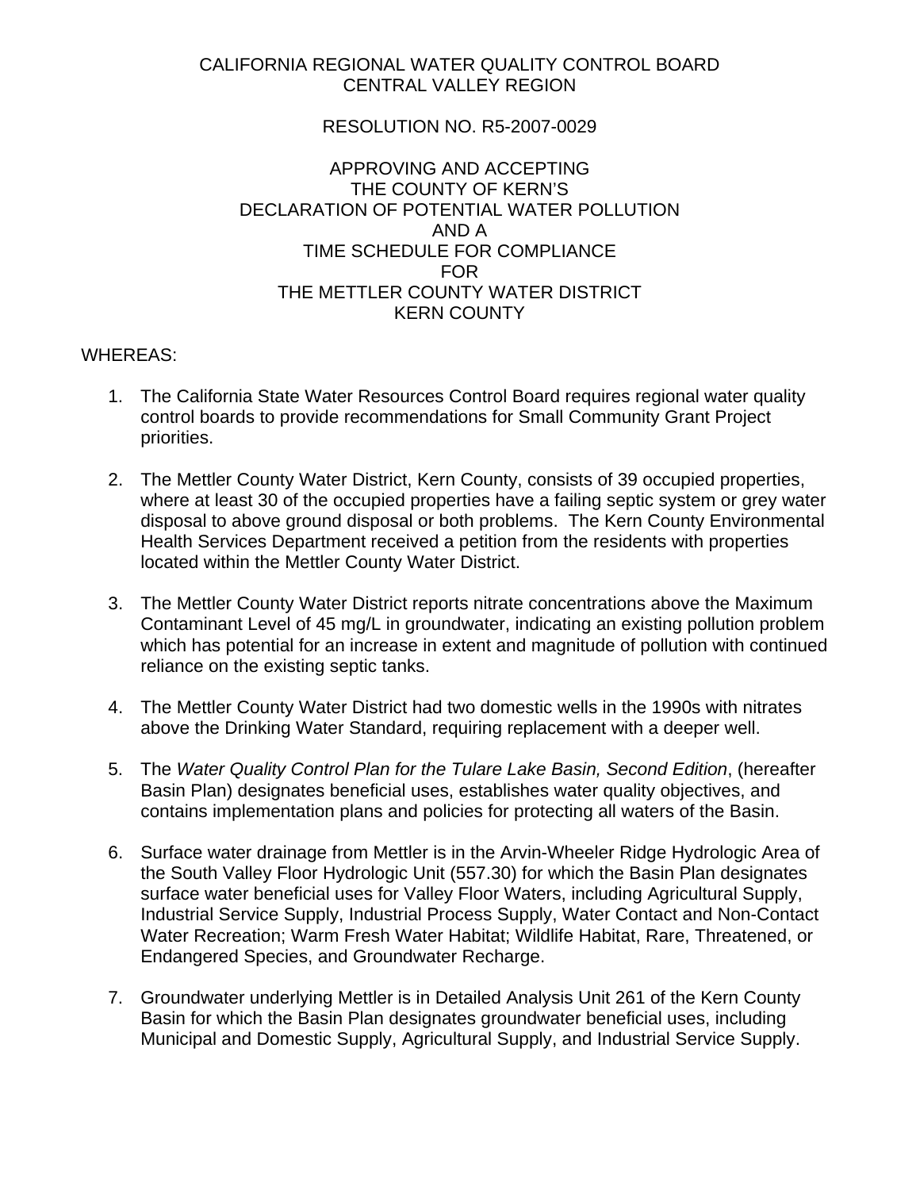CALIFORNIA REGIONAL WATER QUALITY CONTROL BOARD
CENTRAL VALLEY REGION

RESOLUTION NO. R5-2007-0029

APPROVING AND ACCEPTING
THE COUNTY OF KERN'S
DECLARATION OF POTENTIAL WATER POLLUTION
AND A
TIME SCHEDULE FOR COMPLIANCE
FOR
THE METTLER COUNTY WATER DISTRICT
KERN COUNTY

WHEREAS:

1. The California State Water Resources Control Board requires regional water quality control boards to provide recommendations for Small Community Grant Project priorities.

2. The Mettler County Water District, Kern County, consists of 39 occupied properties, where at least 30 of the occupied properties have a failing septic system or grey water disposal to above ground disposal or both problems. The Kern County Environmental Health Services Department received a petition from the residents with properties located within the Mettler County Water District.

3. The Mettler County Water District reports nitrate concentrations above the Maximum Contaminant Level of 45 mg/L in groundwater, indicating an existing pollution problem which has potential for an increase in extent and magnitude of pollution with continued reliance on the existing septic tanks.

4. The Mettler County Water District had two domestic wells in the 1990s with nitrates above the Drinking Water Standard, requiring replacement with a deeper well.

5. The *Water Quality Control Plan for the Tulare Lake Basin, Second Edition*, (hereafter Basin Plan) designates beneficial uses, establishes water quality objectives, and contains implementation plans and policies for protecting all waters of the Basin.

6. Surface water drainage from Mettler is in the Arvin-Wheeler Ridge Hydrologic Area of the South Valley Floor Hydrologic Unit (557.30) for which the Basin Plan designates surface water beneficial uses for Valley Floor Waters, including Agricultural Supply, Industrial Service Supply, Industrial Process Supply, Water Contact and Non-Contact Water Recreation; Warm Fresh Water Habitat; Wildlife Habitat, Rare, Threatened, or Endangered Species, and Groundwater Recharge.

7. Groundwater underlying Mettler is in Detailed Analysis Unit 261 of the Kern County Basin for which the Basin Plan designates groundwater beneficial uses, including Municipal and Domestic Supply, Agricultural Supply, and Industrial Service Supply.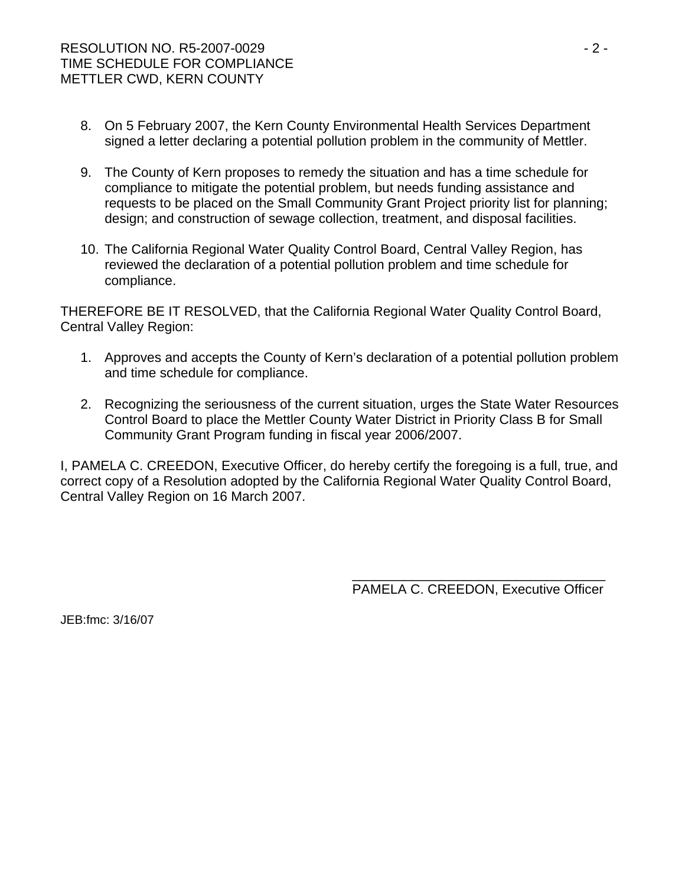8. On 5 February 2007, the Kern County Environmental Health Services Department signed a letter declaring a potential pollution problem in the community of Mettler.

9. The County of Kern proposes to remedy the situation and has a time schedule for compliance to mitigate the potential problem, but needs funding assistance and requests to be placed on the Small Community Grant Project priority list for planning; design; and construction of sewage collection, treatment, and disposal facilities.

10. The California Regional Water Quality Control Board, Central Valley Region, has reviewed the declaration of a potential pollution problem and time schedule for compliance.

THEREFORE BE IT RESOLVED, that the California Regional Water Quality Control Board, Central Valley Region:

1. Approves and accepts the County of Kern's declaration of a potential pollution problem and time schedule for compliance.

2. Recognizing the seriousness of the current situation, urges the State Water Resources Control Board to place the Mettler County Water District in Priority Class B for Small Community Grant Program funding in fiscal year 2006/2007.

I, PAMELA C. CREEDON, Executive Officer, do hereby certify the foregoing is a full, true, and correct copy of a Resolution adopted by the California Regional Water Quality Control Board, Central Valley Region on 16 March 2007.

\_\_\_\_\_\_\_\_\_\_\_\_\_\_\_\_\_\_\_\_\_\_\_\_\_\_\_\_\_\_\_\_\_\_

PAMELA C. CREEDON, Executive Officer

JEB:fmc: 3/16/07